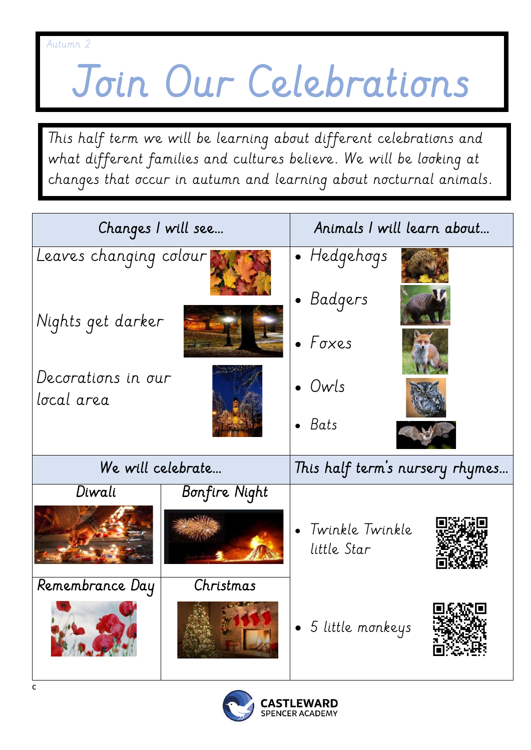Autumn 2

# Join Our Celebrations

This half term we will be learning about different celebrations and what different families and cultures believe. We will be looking at changes that occur in autumn and learning about nocturnal animals.

| Changes I will see… | Animals I will learn about… |
|---|---|
| Leaves changing colour<br>Nights get darker<br>Decorations in our local area | • Hedgehogs<br>• Badgers<br>• Foxes<br>• Owls<br>• Bats |

| We will celebrate… | | This half term's nursery rhymes… |
|---|---|---|
| Diwali | Bonfire Night | • Twinkle Twinkle little Star |
| Remembrance Day | Christmas | • 5 little monkeys |

c

CASTLEWARD SPENCER ACADEMY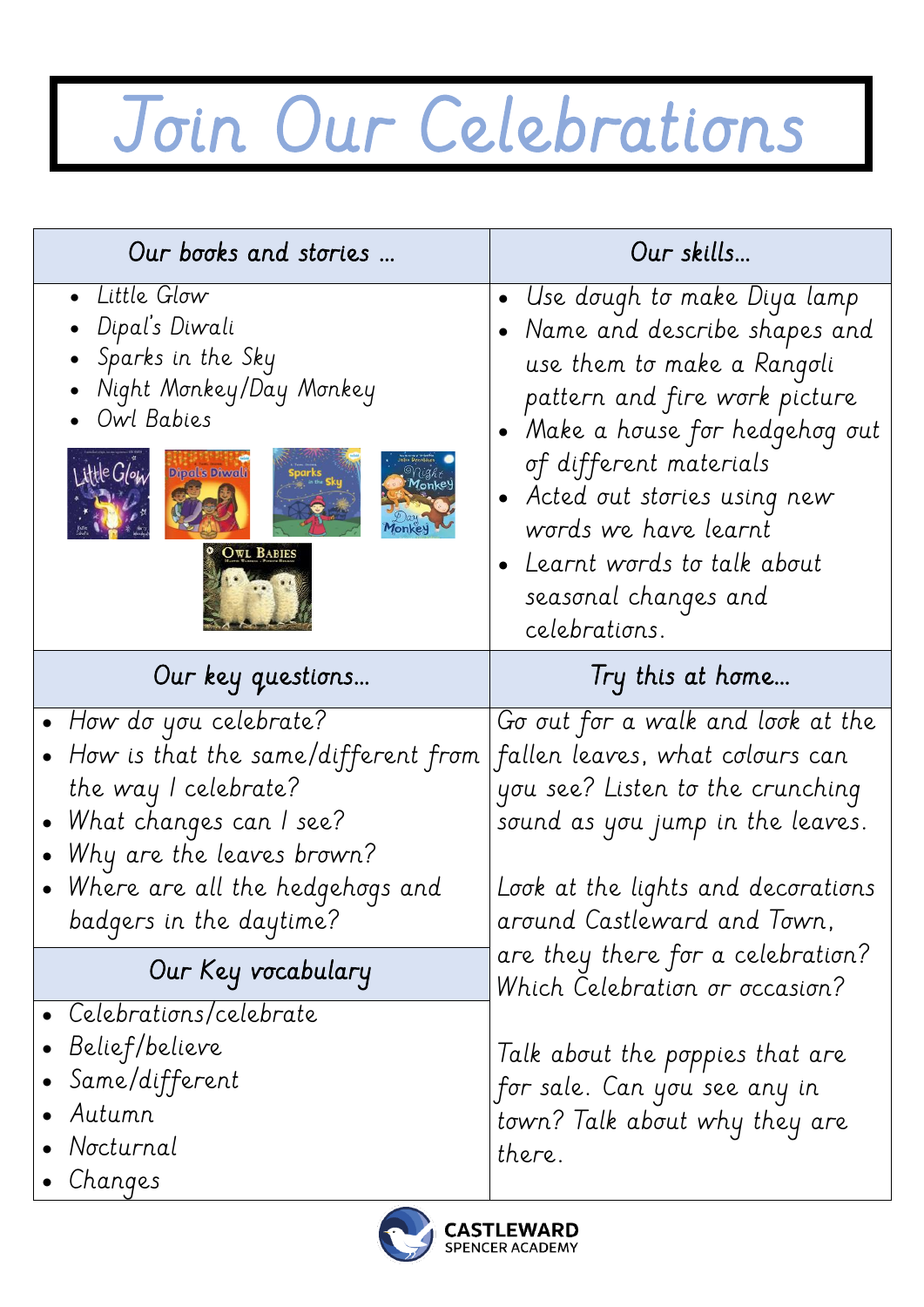# Join Our Celebrations

## Our books and stories ...

- Little Glow
- Dipal's Diwali
- Sparks in the Sky
- Night Monkey/Day Monkey
- Owl Babies

## Our skills...

- Use dough to make Diya lamp
- Name and describe shapes and use them to make a Rangoli pattern and fire work picture
- Make a house for hedgehog out of different materials
- Acted out stories using new words we have learnt
- Learnt words to talk about seasonal changes and celebrations.

## Our key questions...

- How do you celebrate?
- How is that the same/different from the way I celebrate?
- What changes can I see?
- Why are the leaves brown?
- Where are all the hedgehogs and badgers in the daytime?

## Our Key vocabulary

- Celebrations/celebrate
- Belief/believe
- Same/different
- Autumn
- Nocturnal
- Changes

## Try this at home...

Go out for a walk and look at the fallen leaves, what colours can you see? Listen to the crunching sound as you jump in the leaves.

Look at the lights and decorations around Castleward and Town, are they there for a celebration? Which Celebration or occasion?

Talk about the poppies that are for sale. Can you see any in town? Talk about why they are there.

CASTLEWARD SPENCER ACADEMY